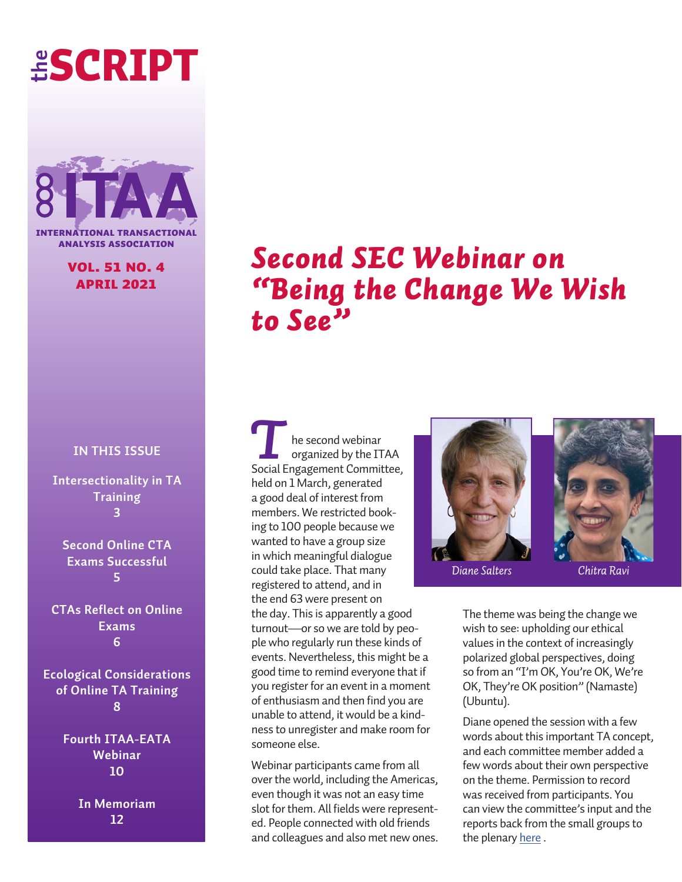# the SCRIPT

ITAA
INTERNATIONAL TRANSACTIONAL ANALYSIS ASSOCIATION

VOL. 51 NO. 4
APRIL 2021

## IN THIS ISSUE

Intersectionality in TA Training
3

Second Online CTA Exams Successful
5

CTAs Reflect on Online Exams
6

Ecological Considerations of Online TA Training
8

Fourth ITAA-EATA Webinar
10

In Memoriam
12

# Second SEC Webinar on "Being the Change We Wish to See"

The second webinar organized by the ITAA Social Engagement Committee, held on 1 March, generated a good deal of interest from members. We restricted booking to 100 people because we wanted to have a group size in which meaningful dialogue could take place. That many registered to attend, and in the end 63 were present on the day. This is apparently a good turnout—or so we are told by people who regularly run these kinds of events. Nevertheless, this might be a good time to remind everyone that if you register for an event in a moment of enthusiasm and then find you are unable to attend, it would be a kindness to unregister and make room for someone else.

Webinar participants came from all over the world, including the Americas, even though it was not an easy time slot for them. All fields were represented. People connected with old friends and colleagues and also met new ones.

*Diane Salters*

*Chitra Ravi*

The theme was being the change we wish to see: upholding our ethical values in the context of increasingly polarized global perspectives, doing so from an "I'm OK, You're OK, We're OK, They're OK position" (Namaste) (Ubuntu).

Diane opened the session with a few words about this important TA concept, and each committee member added a few words about their own perspective on the theme. Permission to record was received from participants. You can view the committee's input and the reports back from the small groups to the plenary here .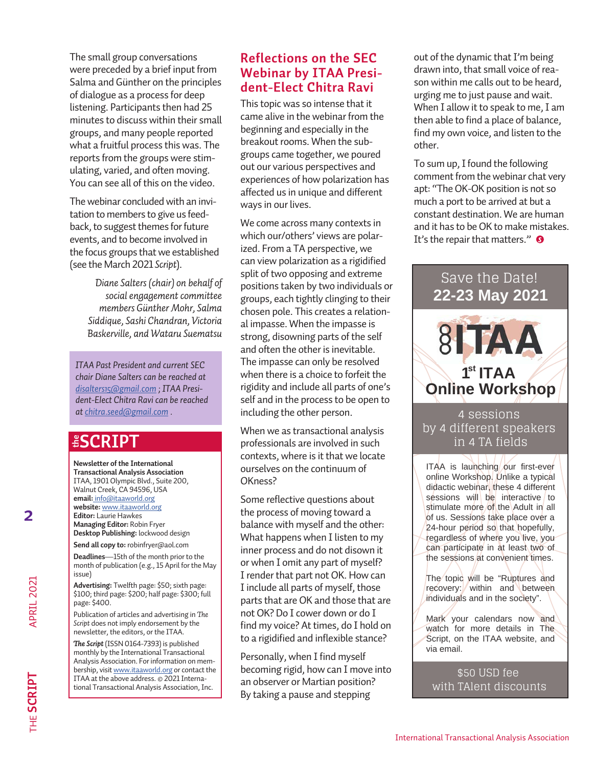The small group conversations were preceded by a brief input from Salma and Günther on the principles of dialogue as a process for deep listening. Participants then had 25 minutes to discuss within their small groups, and many people reported what a fruitful process this was. The reports from the groups were stimulating, varied, and often moving. You can see all of this on the video.

The webinar concluded with an invitation to members to give us feedback, to suggest themes for future events, and to become involved in the focus groups that we established (see the March 2021 *Script*).

*Diane Salters (chair) on behalf of social engagement committee members Günther Mohr, Salma Siddique, Sashi Chandran, Victoria Baskerville, and Wataru Suematsu*

*ITAA Past President and current SEC chair Diane Salters can be reached at disalters15@gmail.com ; ITAA President-Elect Chitra Ravi can be reached at chitra.seed@gmail.com .*

## Reflections on the SEC Webinar by ITAA President-Elect Chitra Ravi

This topic was so intense that it came alive in the webinar from the beginning and especially in the breakout rooms. When the subgroups came together, we poured out our various perspectives and experiences of how polarization has affected us in unique and different ways in our lives.

We come across many contexts in which our/others' views are polarized. From a TA perspective, we can view polarization as a rigidified split of two opposing and extreme positions taken by two individuals or groups, each tightly clinging to their chosen pole. This creates a relational impasse. When the impasse is strong, disowning parts of the self and often the other is inevitable. The impasse can only be resolved when there is a choice to forfeit the rigidity and include all parts of one's self and in the process to be open to including the other person.

When we as transactional analysis professionals are involved in such contexts, where is it that we locate ourselves on the continuum of OKness?

Some reflective questions about the process of moving toward a balance with myself and the other: What happens when I listen to my inner process and do not disown it or when I omit any part of myself? I render that part not OK. How can I include all parts of myself, those parts that are OK and those that are not OK? Do I cower down or do I find my voice? At times, do I hold on to a rigidified and inflexible stance?

Personally, when I find myself becoming rigid, how can I move into an observer or Martian position? By taking a pause and stepping out of the dynamic that I'm being drawn into, that small voice of reason within me calls out to be heard, urging me to just pause and wait. When I allow it to speak to me, I am then able to find a place of balance, find my own voice, and listen to the other.

To sum up, I found the following comment from the webinar chat very apt: "The OK-OK position is not so much a port to be arrived at but a constant destination. We are human and it has to be OK to make mistakes. It's the repair that matters."

---

**THE SCRIPT**

**Newsletter of the International Transactional Analysis Association**
ITAA, 1901 Olympic Blvd., Suite 200, Walnut Creek, CA 94596, USA
**email:** info@itaaworld.org
**website:** www.itaaworld.org
**Editor:** Laurie Hawkes
**Managing Editor:** Robin Fryer
**Desktop Publishing:** lockwood design

**Send all copy to:** robinfryer@aol.com

**Deadlines**—15th of the month prior to the month of publication (e.g., 15 April for the May issue)

**Advertising:** Twelfth page: $50; sixth page: $100; third page: $200; half page: $300; full page: $400.

Publication of articles and advertising in *The Script* does not imply endorsement by the newsletter, the editors, or the ITAA.

***The Script*** (ISSN 0164-7393) is published monthly by the International Transactional Analysis Association. For information on membership, visit www.itaaworld.org or contact the ITAA at the above address. © 2021 International Transactional Analysis Association, Inc.

---

Save the Date!
**22-23 May 2021**

**ITAA**
**1st ITAA Online Workshop**

4 sessions by 4 different speakers in 4 TA fields

ITAA is launching our first-ever online Workshop. Unlike a typical didactic webinar, these 4 different sessions will be interactive to stimulate more of the Adult in all of us. Sessions take place over a 24-hour period so that hopefully, regardless of where you live, you can participate in at least two of the sessions at convenient times.

The topic will be "Ruptures and recovery: within and between individuals and in the society".

Mark your calendars now and watch for more details in The Script, on the ITAA website, and via email.

$50 USD fee
with TAlent discounts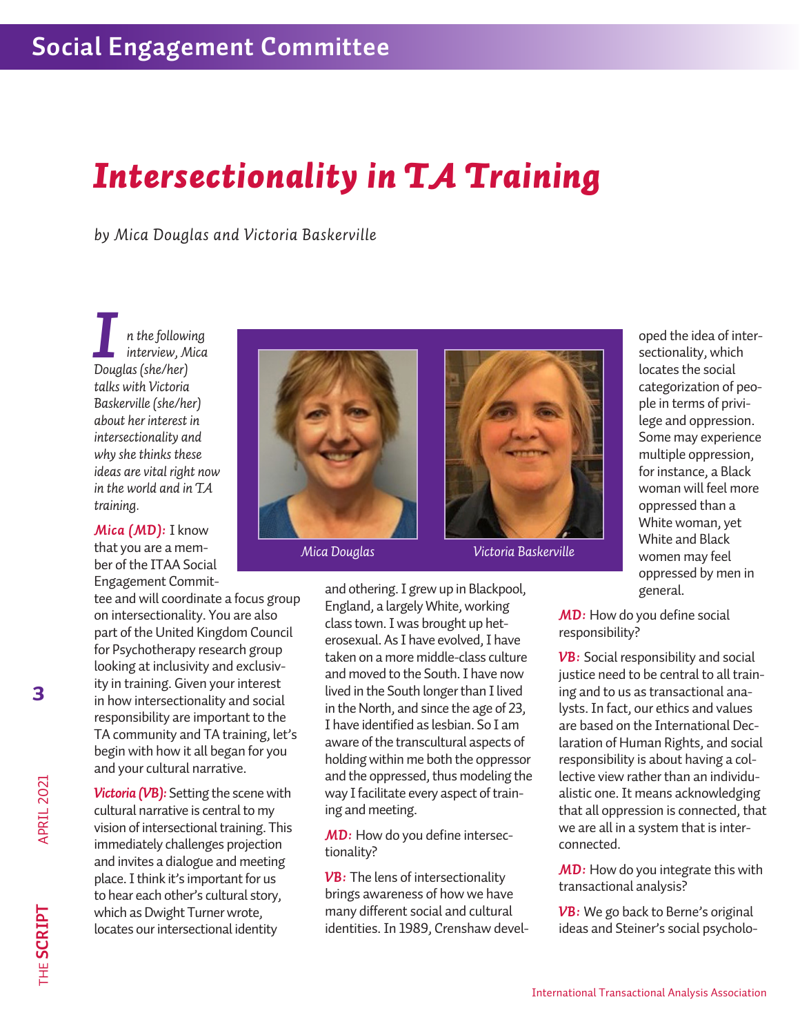## Social Engagement Committee

# *Intersectionality in TA Training*

*by Mica Douglas and Victoria Baskerville*

*In the following interview, Mica Douglas (she/her) talks with Victoria Baskerville (she/her) about her interest in intersectionality and why she thinks these ideas are vital right now in the world and in TA training.*

*Mica Douglas*

*Victoria Baskerville*

***Mica (MD):*** I know that you are a member of the ITAA Social Engagement Committee and will coordinate a focus group on intersectionality. You are also part of the United Kingdom Council for Psychotherapy research group looking at inclusivity and exclusivity in training. Given your interest in how intersectionality and social responsibility are important to the TA community and TA training, let's begin with how it all began for you and your cultural narrative.

***Victoria (VB):*** Setting the scene with cultural narrative is central to my vision of intersectional training. This immediately challenges projection and invites a dialogue and meeting place. I think it's important for us to hear each other's cultural story, which as Dwight Turner wrote, locates our intersectional identity and othering. I grew up in Blackpool, England, a largely White, working class town. I was brought up heterosexual. As I have evolved, I have taken on a more middle-class culture and moved to the South. I have now lived in the South longer than I lived in the North, and since the age of 23, I have identified as lesbian. So I am aware of the transcultural aspects of holding within me both the oppressor and the oppressed, thus modeling the way I facilitate every aspect of training and meeting.

***MD:*** How do you define intersectionality?

***VB:*** The lens of intersectionality brings awareness of how we have many different social and cultural identities. In 1989, Crenshaw developed the idea of intersectionality, which locates the social categorization of people in terms of privilege and oppression. Some may experience multiple oppression, for instance, a Black woman will feel more oppressed than a White woman, yet White and Black women may feel oppressed by men in general.

***MD:*** How do you define social responsibility?

***VB:*** Social responsibility and social justice need to be central to all training and to us as transactional analysts. In fact, our ethics and values are based on the International Declaration of Human Rights, and social responsibility is about having a collective view rather than an individualistic one. It means acknowledging that all oppression is connected, that we are all in a system that is interconnected.

***MD:*** How do you integrate this with transactional analysis?

***VB:*** We go back to Berne's original ideas and Steiner's social psycholo-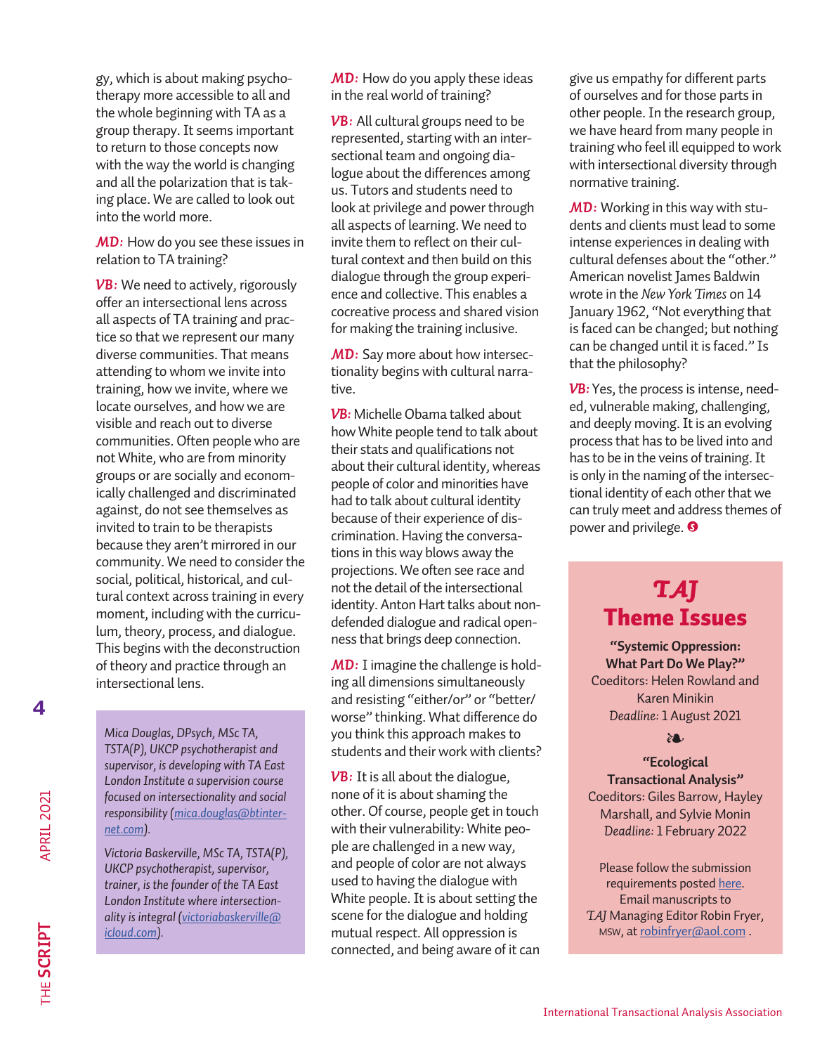gy, which is about making psychotherapy more accessible to all and the whole beginning with TA as a group therapy. It seems important to return to those concepts now with the way the world is changing and all the polarization that is taking place. We are called to look out into the world more.

***MD:*** How do you see these issues in relation to TA training?

***VB:*** We need to actively, rigorously offer an intersectional lens across all aspects of TA training and practice so that we represent our many diverse communities. That means attending to whom we invite into training, how we invite, where we locate ourselves, and how we are visible and reach out to diverse communities. Often people who are not White, who are from minority groups or are socially and economically challenged and discriminated against, do not see themselves as invited to train to be therapists because they aren't mirrored in our community. We need to consider the social, political, historical, and cultural context across training in every moment, including with the curriculum, theory, process, and dialogue. This begins with the deconstruction of theory and practice through an intersectional lens.

***MD:*** How do you apply these ideas in the real world of training?

***VB:*** All cultural groups need to be represented, starting with an intersectional team and ongoing dialogue about the differences among us. Tutors and students need to look at privilege and power through all aspects of learning. We need to invite them to reflect on their cultural context and then build on this dialogue through the group experience and collective. This enables a cocreative process and shared vision for making the training inclusive.

***MD:*** Say more about how intersectionality begins with cultural narrative.

***VB:*** Michelle Obama talked about how White people tend to talk about their stats and qualifications not about their cultural identity, whereas people of color and minorities have had to talk about cultural identity because of their experience of discrimination. Having the conversations in this way blows away the projections. We often see race and not the detail of the intersectional identity. Anton Hart talks about nondefended dialogue and radical openness that brings deep connection.

***MD:*** I imagine the challenge is holding all dimensions simultaneously and resisting "either/or" or "better/worse" thinking. What difference do you think this approach makes to students and their work with clients?

***VB:*** It is all about the dialogue, none of it is about shaming the other. Of course, people get in touch with their vulnerability: White people are challenged in a new way, and people of color are not always used to having the dialogue with White people. It is about setting the scene for the dialogue and holding mutual respect. All oppression is connected, and being aware of it can give us empathy for different parts of ourselves and for those parts in other people. In the research group, we have heard from many people in training who feel ill equipped to work with intersectional diversity through normative training.

***MD:*** Working in this way with students and clients must lead to some intense experiences in dealing with cultural defenses about the "other." American novelist James Baldwin wrote in the *New York Times* on 14 January 1962, "Not everything that is faced can be changed; but nothing can be changed until it is faced." Is that the philosophy?

***VB:*** Yes, the process is intense, needed, vulnerable making, challenging, and deeply moving. It is an evolving process that has to be lived into and has to be in the veins of training. It is only in the naming of the intersectional identity of each other that we can truly meet and address themes of power and privilege.

*Mica Douglas, DPsych, MSc TA, TSTA(P), UKCP psychotherapist and supervisor, is developing with TA East London Institute a supervision course focused on intersectionality and social responsibility (mica.douglas@btinternet.com).*

*Victoria Baskerville, MSc TA, TSTA(P), UKCP psychotherapist, supervisor, trainer, is the founder of the TA East London Institute where intersectionality is integral (victoriabaskerville@icloud.com).*

## *TAJ* Theme Issues

**"Systemic Oppression: What Part Do We Play?"**
Coeditors: Helen Rowland and Karen Minikin
*Deadline:* 1 August 2021

❧

**"Ecological Transactional Analysis"**
Coeditors: Giles Barrow, Hayley Marshall, and Sylvie Monin
*Deadline:* 1 February 2022

Please follow the submission requirements posted here.
Email manuscripts to *TAJ* Managing Editor Robin Fryer, MSW, at robinfryer@aol.com .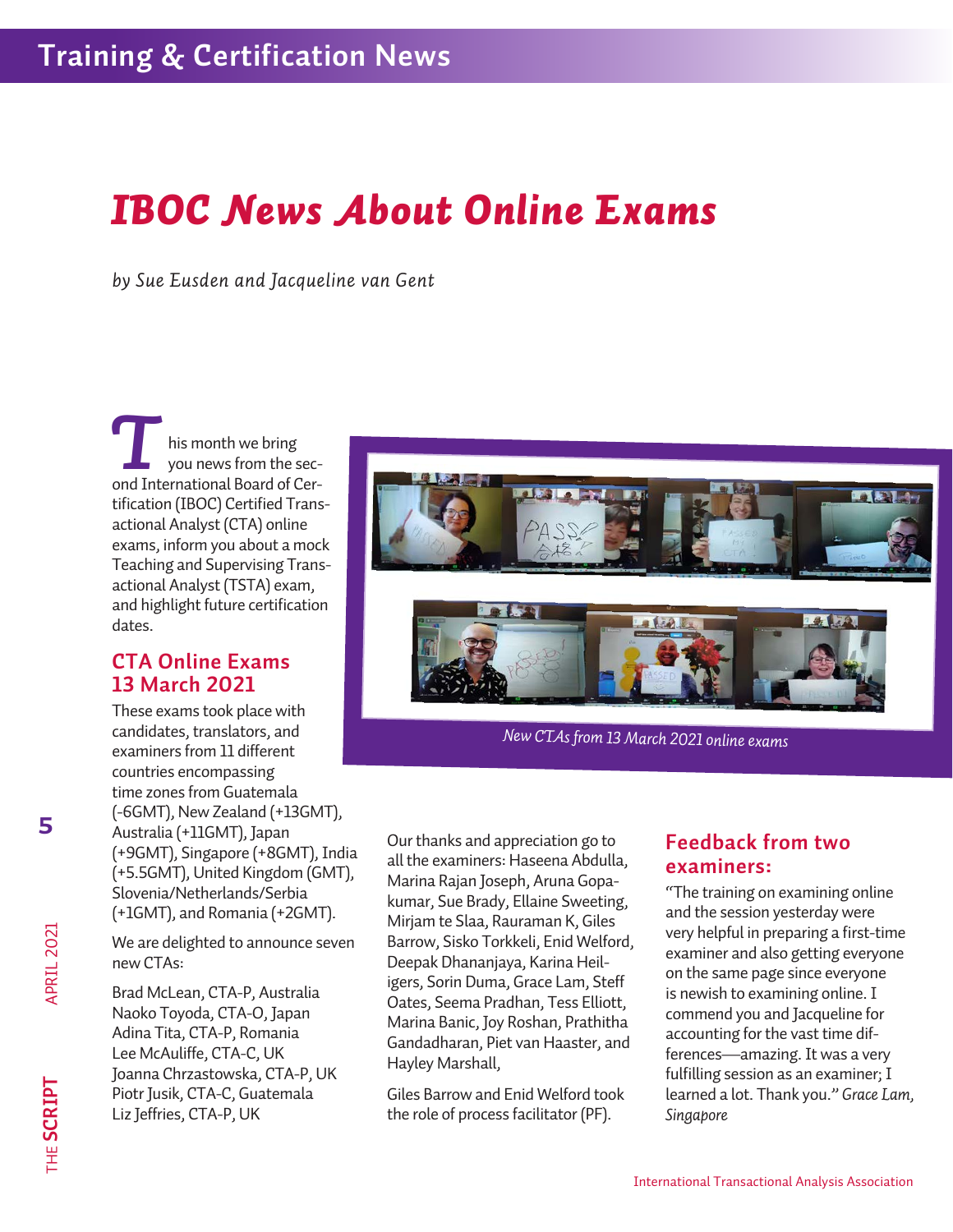# IBOC News About Online Exams

*by Sue Eusden and Jacqueline van Gent*

This month we bring you news from the second International Board of Certification (IBOC) Certified Transactional Analyst (CTA) online exams, inform you about a mock Teaching and Supervising Transactional Analyst (TSTA) exam, and highlight future certification dates.

## CTA Online Exams 13 March 2021

These exams took place with candidates, translators, and examiners from 11 different countries encompassing time zones from Guatemala (-6GMT), New Zealand (+13GMT), Australia (+11GMT), Japan (+9GMT), Singapore (+8GMT), India (+5.5GMT), United Kingdom (GMT), Slovenia/Netherlands/Serbia (+1GMT), and Romania (+2GMT).

We are delighted to announce seven new CTAs:

Brad McLean, CTA-P, Australia
Naoko Toyoda, CTA-O, Japan
Adina Tita, CTA-P, Romania
Lee McAuliffe, CTA-C, UK
Joanna Chrzastowska, CTA-P, UK
Piotr Jusik, CTA-C, Guatemala
Liz Jeffries, CTA-P, UK

*New CTAs from 13 March 2021 online exams*

Our thanks and appreciation go to all the examiners: Haseena Abdulla, Marina Rajan Joseph, Aruna Gopakumar, Sue Brady, Ellaine Sweeting, Mirjam te Slaa, Rauraman K, Giles Barrow, Sisko Torkkeli, Enid Welford, Deepak Dhananjaya, Karina Heiligers, Sorin Duma, Grace Lam, Steff Oates, Seema Pradhan, Tess Elliott, Marina Banic, Joy Roshan, Prathitha Gandadharan, Piet van Haaster, and Hayley Marshall,

Giles Barrow and Enid Welford took the role of process facilitator (PF).

## Feedback from two examiners:

"The training on examining online and the session yesterday were very helpful in preparing a first-time examiner and also getting everyone on the same page since everyone is newish to examining online. I commend you and Jacqueline for accounting for the vast time differences—amazing. It was a very fulfilling session as an examiner; I learned a lot. Thank you." *Grace Lam, Singapore*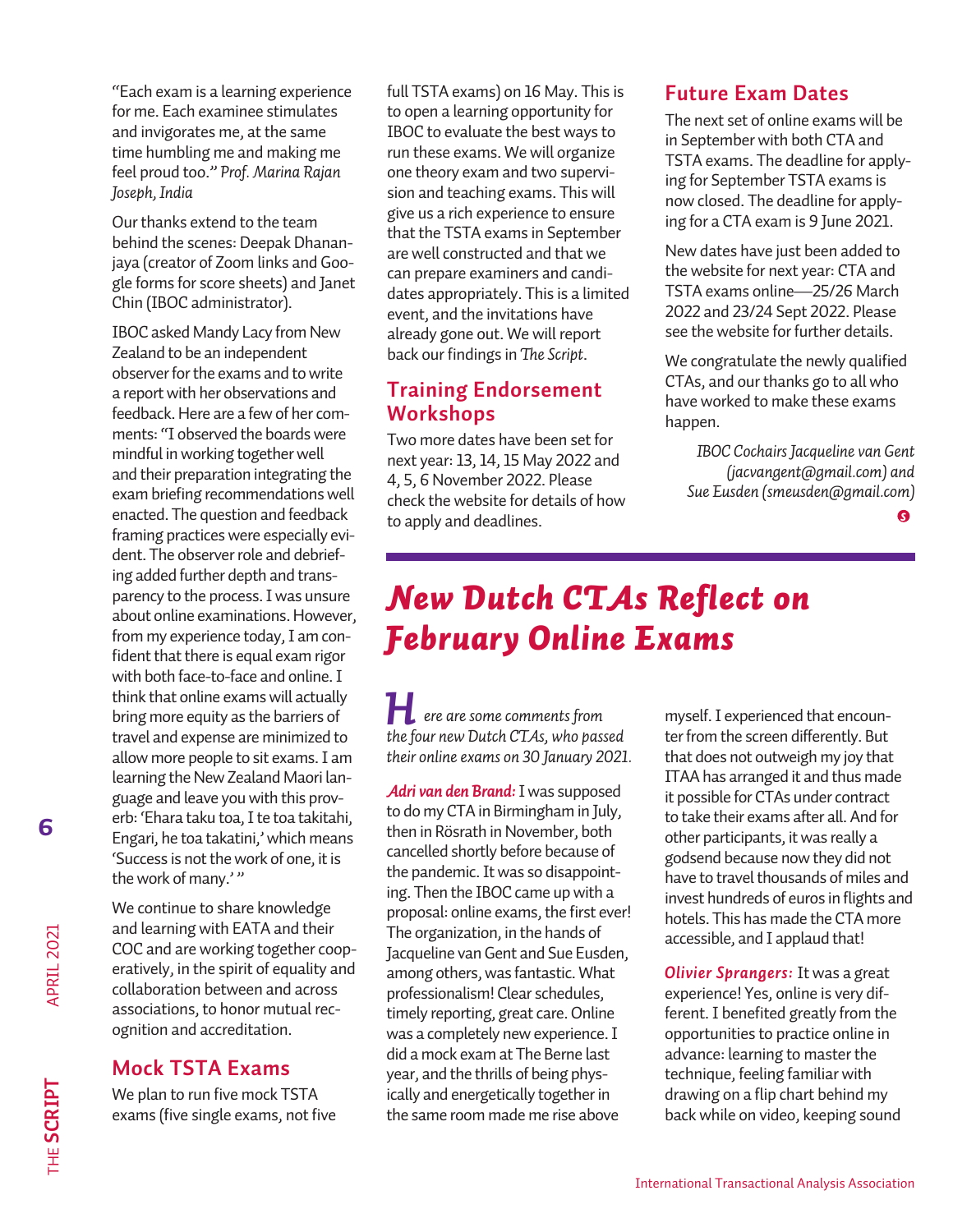"Each exam is a learning experience for me. Each examinee stimulates and invigorates me, at the same time humbling me and making me feel proud too." *Prof. Marina Rajan Joseph, India*

Our thanks extend to the team behind the scenes: Deepak Dhananjaya (creator of Zoom links and Google forms for score sheets) and Janet Chin (IBOC administrator).

IBOC asked Mandy Lacy from New Zealand to be an independent observer for the exams and to write a report with her observations and feedback. Here are a few of her comments: "I observed the boards were mindful in working together well and their preparation integrating the exam briefing recommendations well enacted. The question and feedback framing practices were especially evident. The observer role and debriefing added further depth and transparency to the process. I was unsure about online examinations. However, from my experience today, I am confident that there is equal exam rigor with both face-to-face and online. I think that online exams will actually bring more equity as the barriers of travel and expense are minimized to allow more people to sit exams. I am learning the New Zealand Maori language and leave you with this proverb: 'Ehara taku toa, I te toa takitahi, Engari, he toa takatini,' which means 'Success is not the work of one, it is the work of many.' "

We continue to share knowledge and learning with EATA and their COC and are working together cooperatively, in the spirit of equality and collaboration between and across associations, to honor mutual recognition and accreditation.

## Mock TSTA Exams

We plan to run five mock TSTA exams (five single exams, not five full TSTA exams) on 16 May. This is to open a learning opportunity for IBOC to evaluate the best ways to run these exams. We will organize one theory exam and two supervision and teaching exams. This will give us a rich experience to ensure that the TSTA exams in September are well constructed and that we can prepare examiners and candidates appropriately. This is a limited event, and the invitations have already gone out. We will report back our findings in *The Script*.

## Training Endorsement Workshops

Two more dates have been set for next year: 13, 14, 15 May 2022 and 4, 5, 6 November 2022. Please check the website for details of how to apply and deadlines.

## Future Exam Dates

The next set of online exams will be in September with both CTA and TSTA exams. The deadline for applying for September TSTA exams is now closed. The deadline for applying for a CTA exam is 9 June 2021.

New dates have just been added to the website for next year: CTA and TSTA exams online—25/26 March 2022 and 23/24 Sept 2022. Please see the website for further details.

We congratulate the newly qualified CTAs, and our thanks go to all who have worked to make these exams happen.

*IBOC Cochairs Jacqueline van Gent (jacvangent@gmail.com) and Sue Eusden (smeusden@gmail.com)*

# New Dutch CTAs Reflect on February Online Exams

*Here are some comments from the four new Dutch CTAs, who passed their online exams on 30 January 2021.*

***Adri van den Brand:*** I was supposed to do my CTA in Birmingham in July, then in Rösrath in November, both cancelled shortly before because of the pandemic. It was so disappointing. Then the IBOC came up with a proposal: online exams, the first ever! The organization, in the hands of Jacqueline van Gent and Sue Eusden, among others, was fantastic. What professionalism! Clear schedules, timely reporting, great care. Online was a completely new experience. I did a mock exam at The Berne last year, and the thrills of being physically and energetically together in the same room made me rise above myself. I experienced that encounter from the screen differently. But that does not outweigh my joy that ITAA has arranged it and thus made it possible for CTAs under contract to take their exams after all. And for other participants, it was really a godsend because now they did not have to travel thousands of miles and invest hundreds of euros in flights and hotels. This has made the CTA more accessible, and I applaud that!

***Olivier Sprangers:*** It was a great experience! Yes, online is very different. I benefited greatly from the opportunities to practice online in advance: learning to master the technique, feeling familiar with drawing on a flip chart behind my back while on video, keeping sound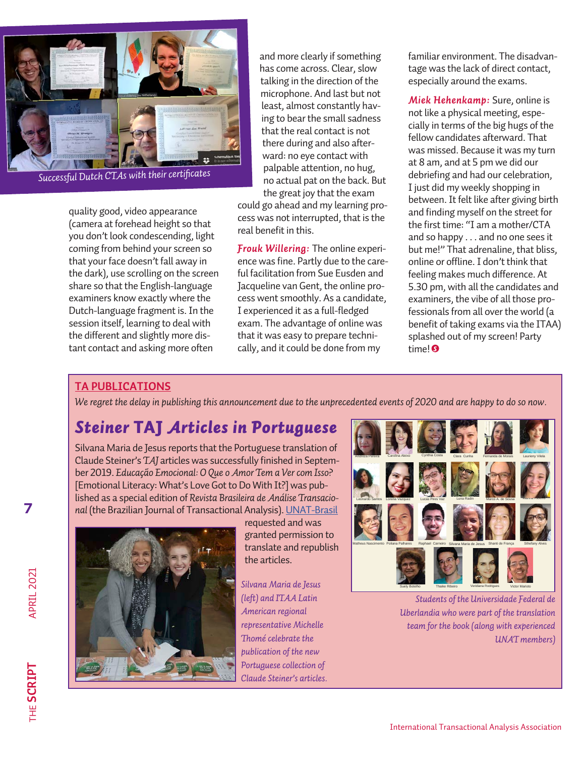Successful Dutch CTAs with their certificates

quality good, video appearance (camera at forehead height so that you don't look condescending, light coming from behind your screen so that your face doesn't fall away in the dark), use scrolling on the screen share so that the English-language examiners know exactly where the Dutch-language fragment is. In the session itself, learning to deal with the different and slightly more distant contact and asking more often and more clearly if something has come across. Clear, slow talking in the direction of the microphone. And last but not least, almost constantly having to bear the small sadness that the real contact is not there during and also afterward: no eye contact with palpable attention, no hug, no actual pat on the back. But the great joy that the exam could go ahead and my learning process was not interrupted, that is the real benefit in this.

***Frouk Willering:*** The online experience was fine. Partly due to the careful facilitation from Sue Eusden and Jacqueline van Gent, the online process went smoothly. As a candidate, I experienced it as a full-fledged exam. The advantage of online was that it was easy to prepare technically, and it could be done from my familiar environment. The disadvantage was the lack of direct contact, especially around the exams.

***Miek Hehenkamp:*** Sure, online is not like a physical meeting, especially in terms of the big hugs of the fellow candidates afterward. That was missed. Because it was my turn at 8 am, and at 5 pm we did our debriefing and had our celebration, I just did my weekly shopping in between. It felt like after giving birth and finding myself on the street for the first time: "I am a mother/CTA and so happy . . . and no one sees it but me!" That adrenaline, that bliss, online or offline. I don't think that feeling makes much difference. At 5.30 pm, with all the candidates and examiners, the vibe of all those professionals from all over the world (a benefit of taking exams via the ITAA) splashed out of my screen! Party time!

## TA PUBLICATIONS

*We regret the delay in publishing this announcement due to the unprecedented events of 2020 and are happy to do so now.*

# *Steiner* TAJ *Articles in Portuguese*

Silvana Maria de Jesus reports that the Portuguese translation of Claude Steiner's *TAJ* articles was successfully finished in September 2019. *Educação Emocional: O Que o Amor Tem a Ver com Isso?* [Emotional Literacy: What's Love Got to Do With It?] was published as a special edition of *Revista Brasileira de Análise Transacional* (the Brazilian Journal of Transactional Analysis). UNAT-Brasil requested and was granted permission to translate and republish the articles.

*Silvana Maria de Jesus (left) and ITAA Latin American regional representative Michelle Thomé celebrate the publication of the new Portuguese collection of Claude Steiner's articles.*

Andreza Pereira, Carolina Aleixo, Cynthia Costa, Clara Cunha, Fernanda de Morais, Laurieny Vilela, Leonardo Santos, Lorena Vazquez, Lucas Pires Vaz, Luna Radin, Marco A. de Sousa, Matheus Nascimento, Poliana Palhares, Raphael Carneiro, Silvana Maria de Jesus, Shanti de França, Sthefany Alves, Suely Botelho, Thaíke Ribeiro, Veridiana Rodrigues, Victor Marioto

*Students of the Universidade Federal de Uberlandia who were part of the translation team for the book (along with experienced UNAT members)*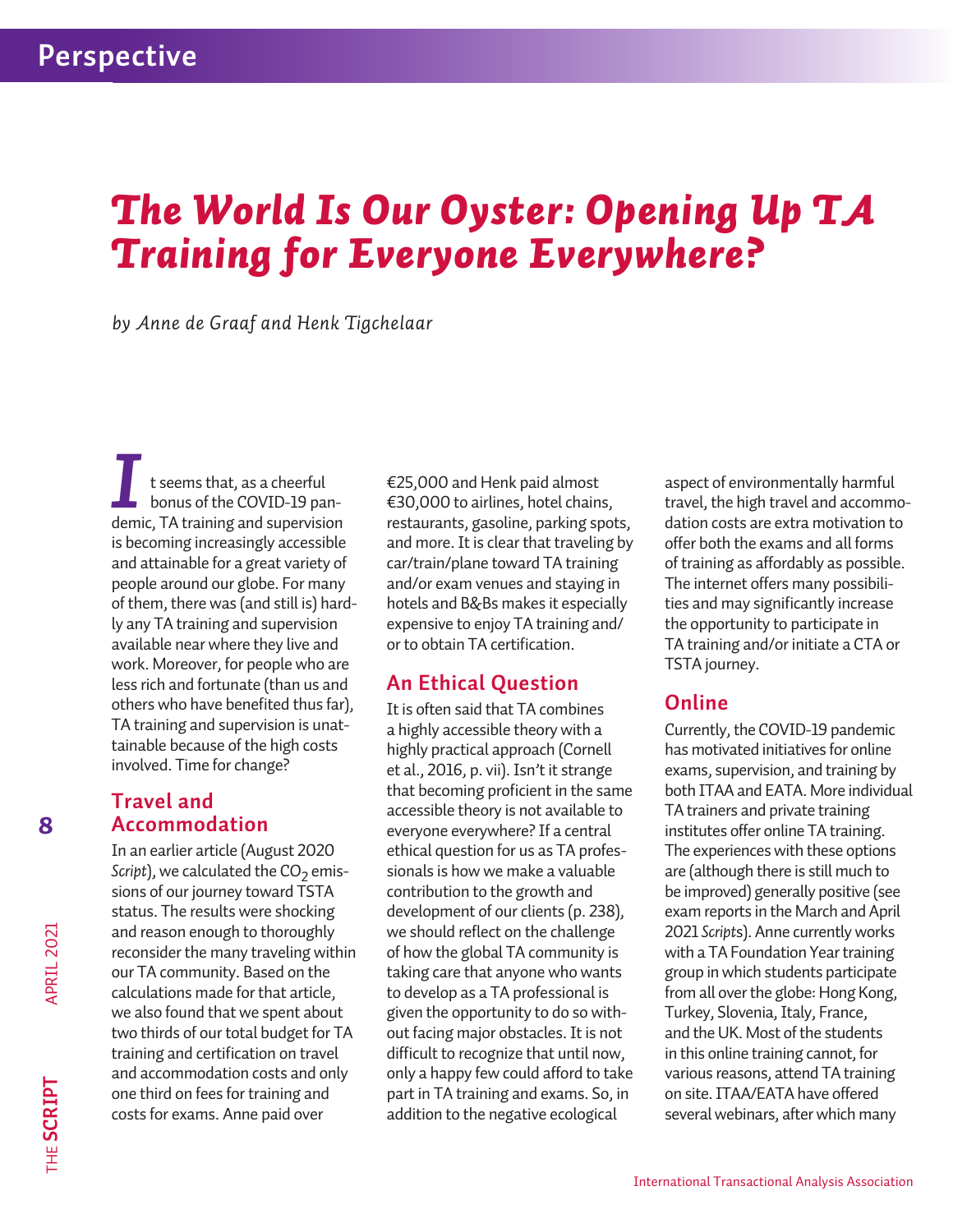Perspective

# The World Is Our Oyster: Opening Up TA Training for Everyone Everywhere?

*by Anne de Graaf and Henk Tigchelaar*

It seems that, as a cheerful bonus of the COVID-19 pandemic, TA training and supervision is becoming increasingly accessible and attainable for a great variety of people around our globe. For many of them, there was (and still is) hardly any TA training and supervision available near where they live and work. Moreover, for people who are less rich and fortunate (than us and others who have benefited thus far), TA training and supervision is unattainable because of the high costs involved. Time for change?

## Travel and Accommodation

In an earlier article (August 2020 *Script*), we calculated the $CO_2$ emissions of our journey toward TSTA status. The results were shocking and reason enough to thoroughly reconsider the many traveling within our TA community. Based on the calculations made for that article, we also found that we spent about two thirds of our total budget for TA training and certification on travel and accommodation costs and only one third on fees for training and costs for exams. Anne paid over €25,000 and Henk paid almost €30,000 to airlines, hotel chains, restaurants, gasoline, parking spots, and more. It is clear that traveling by car/train/plane toward TA training and/or exam venues and staying in hotels and B&Bs makes it especially expensive to enjoy TA training and/or to obtain TA certification.

## An Ethical Question

It is often said that TA combines a highly accessible theory with a highly practical approach (Cornell et al., 2016, p. vii). Isn't it strange that becoming proficient in the same accessible theory is not available to everyone everywhere? If a central ethical question for us as TA professionals is how we make a valuable contribution to the growth and development of our clients (p. 238), we should reflect on the challenge of how the global TA community is taking care that anyone who wants to develop as a TA professional is given the opportunity to do so without facing major obstacles. It is not difficult to recognize that until now, only a happy few could afford to take part in TA training and exams. So, in addition to the negative ecological aspect of environmentally harmful travel, the high travel and accommodation costs are extra motivation to offer both the exams and all forms of training as affordably as possible. The internet offers many possibilities and may significantly increase the opportunity to participate in TA training and/or initiate a CTA or TSTA journey.

## Online

Currently, the COVID-19 pandemic has motivated initiatives for online exams, supervision, and training by both ITAA and EATA. More individual TA trainers and private training institutes offer online TA training. The experiences with these options are (although there is still much to be improved) generally positive (see exam reports in the March and April 2021 *Scripts*). Anne currently works with a TA Foundation Year training group in which students participate from all over the globe: Hong Kong, Turkey, Slovenia, Italy, France, and the UK. Most of the students in this online training cannot, for various reasons, attend TA training on site. ITAA/EATA have offered several webinars, after which many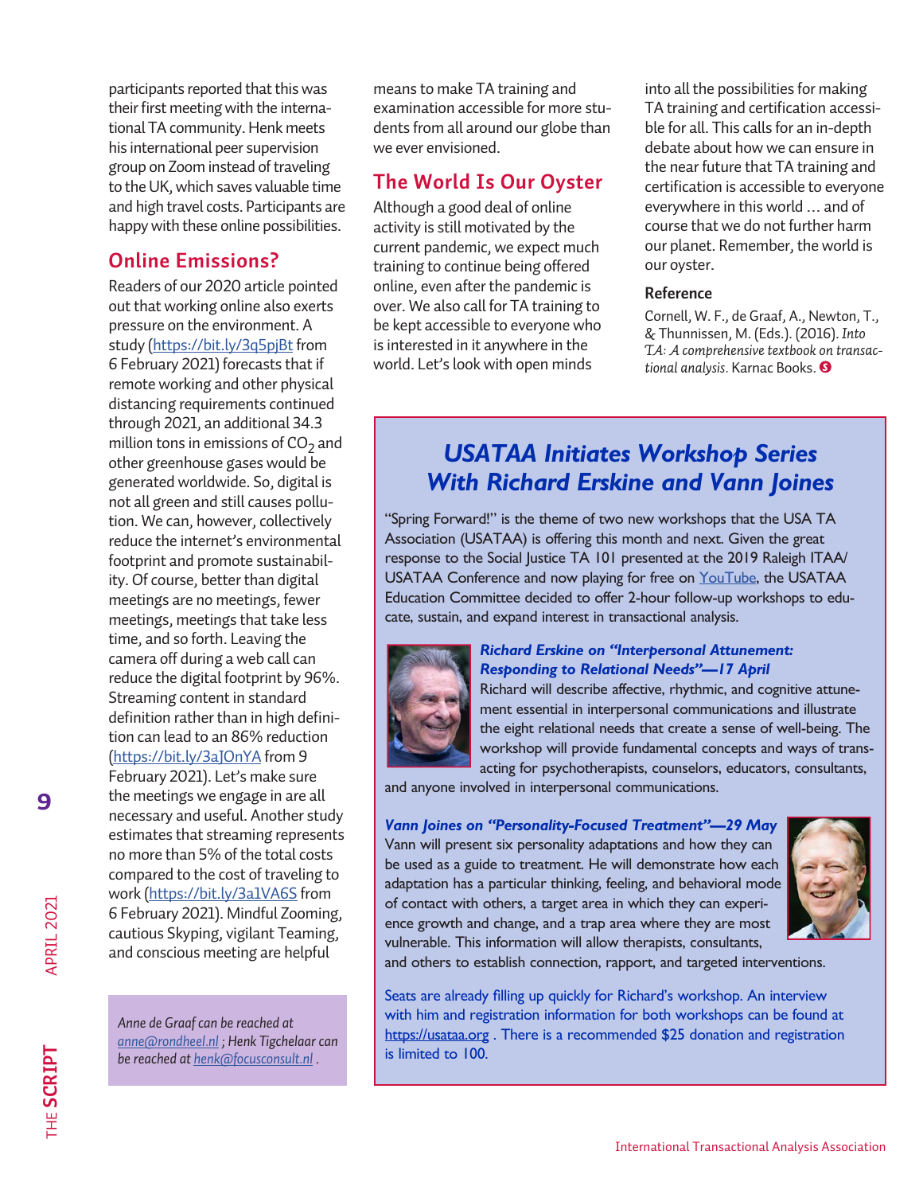participants reported that this was their first meeting with the international TA community. Henk meets his international peer supervision group on Zoom instead of traveling to the UK, which saves valuable time and high travel costs. Participants are happy with these online possibilities.

## Online Emissions?

Readers of our 2020 article pointed out that working online also exerts pressure on the environment. A study (https://bit.ly/3q5pjBt from 6 February 2021) forecasts that if remote working and other physical distancing requirements continued through 2021, an additional 34.3 million tons in emissions of $CO_2$ and other greenhouse gases would be generated worldwide. So, digital is not all green and still causes pollution. We can, however, collectively reduce the internet's environmental footprint and promote sustainability. Of course, better than digital meetings are no meetings, fewer meetings, meetings that take less time, and so forth. Leaving the camera off during a web call can reduce the digital footprint by 96%. Streaming content in standard definition rather than in high definition can lead to an 86% reduction (https://bit.ly/3aJOnYA from 9 February 2021). Let's make sure the meetings we engage in are all necessary and useful. Another study estimates that streaming represents no more than 5% of the total costs compared to the cost of traveling to work (https://bit.ly/3a1VA6S from 6 February 2021). Mindful Zooming, cautious Skyping, vigilant Teaming, and conscious meeting are helpful means to make TA training and examination accessible for more students from all around our globe than we ever envisioned.

## The World Is Our Oyster

Although a good deal of online activity is still motivated by the current pandemic, we expect much training to continue being offered online, even after the pandemic is over. We also call for TA training to be kept accessible to everyone who is interested in it anywhere in the world. Let's look with open minds into all the possibilities for making TA training and certification accessible for all. This calls for an in-depth debate about how we can ensure in the near future that TA training and certification is accessible to everyone everywhere in this world … and of course that we do not further harm our planet. Remember, the world is our oyster.

### Reference

Cornell, W. F., de Graaf, A., Newton, T., & Thunnissen, M. (Eds.). (2016). *Into TA: A comprehensive textbook on transactional analysis.* Karnac Books.

*Anne de Graaf can be reached at anne@rondheel.nl ; Henk Tigchelaar can be reached at henk@focusconsult.nl .*

## *USATAA Initiates Workshop Series With Richard Erskine and Vann Joines*

"Spring Forward!" is the theme of two new workshops that the USA TA Association (USATAA) is offering this month and next. Given the great response to the Social Justice TA 101 presented at the 2019 Raleigh ITAA/USATAA Conference and now playing for free on YouTube, the USATAA Education Committee decided to offer 2-hour follow-up workshops to educate, sustain, and expand interest in transactional analysis.

***Richard Erskine on "Interpersonal Attunement: Responding to Relational Needs"—17 April***

Richard will describe affective, rhythmic, and cognitive attunement essential in interpersonal communications and illustrate the eight relational needs that create a sense of well-being. The workshop will provide fundamental concepts and ways of transacting for psychotherapists, counselors, educators, consultants, and anyone involved in interpersonal communications.

***Vann Joines on "Personality-Focused Treatment"—29 May***

Vann will present six personality adaptations and how they can be used as a guide to treatment. He will demonstrate how each adaptation has a particular thinking, feeling, and behavioral mode of contact with others, a target area in which they can experience growth and change, and a trap area where they are most vulnerable. This information will allow therapists, consultants, and others to establish connection, rapport, and targeted interventions.

Seats are already filling up quickly for Richard's workshop. An interview with him and registration information for both workshops can be found at https://usataa.org . There is a recommended $25 donation and registration is limited to 100.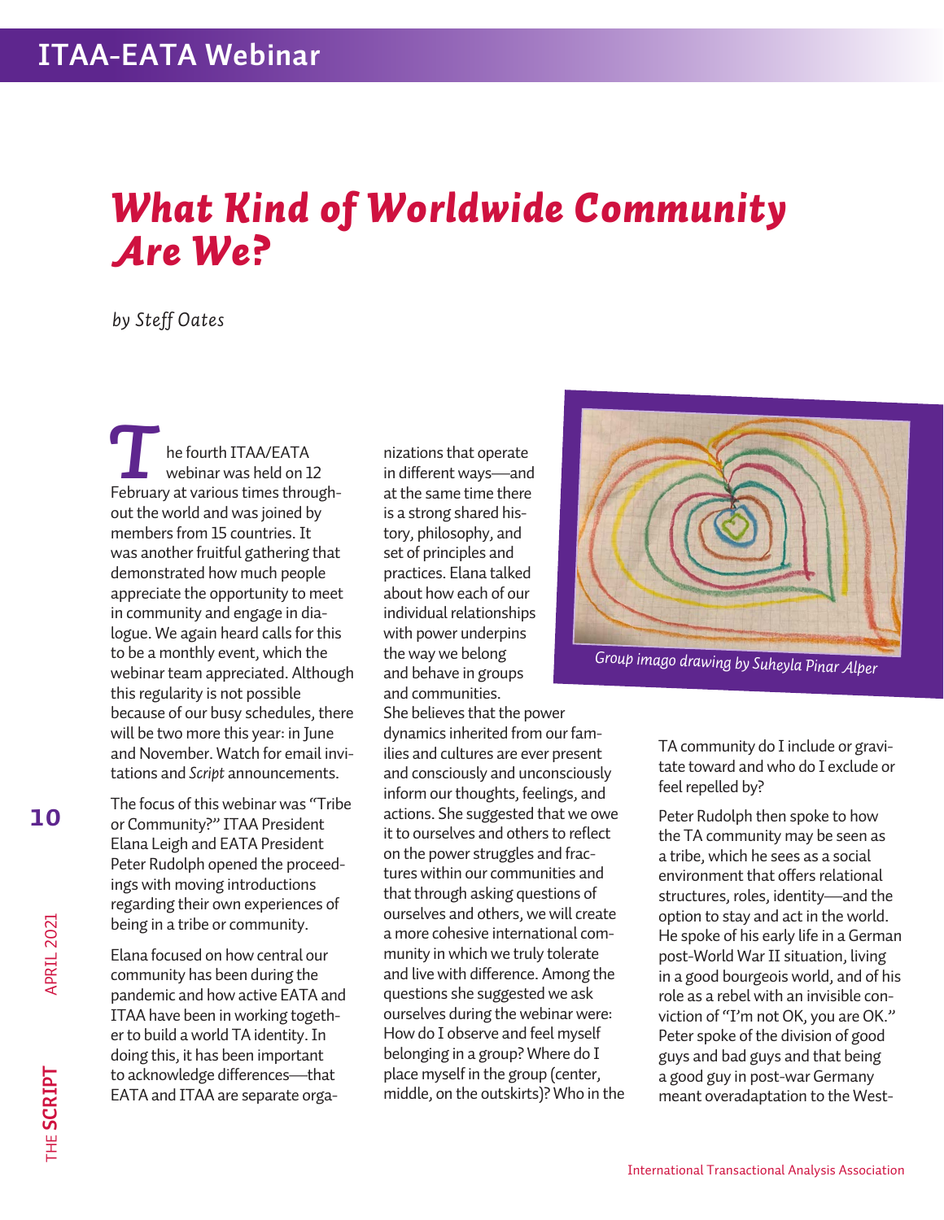## ITAA-EATA Webinar

# *What Kind of Worldwide Community Are We?*

*by Steff Oates*

The fourth ITAA/EATA webinar was held on 12 February at various times throughout the world and was joined by members from 15 countries. It was another fruitful gathering that demonstrated how much people appreciate the opportunity to meet in community and engage in dialogue. We again heard calls for this to be a monthly event, which the webinar team appreciated. Although this regularity is not possible because of our busy schedules, there will be two more this year: in June and November. Watch for email invitations and *Script* announcements.

The focus of this webinar was "Tribe or Community?" ITAA President Elana Leigh and EATA President Peter Rudolph opened the proceedings with moving introductions regarding their own experiences of being in a tribe or community.

Elana focused on how central our community has been during the pandemic and how active EATA and ITAA have been in working together to build a world TA identity. In doing this, it has been important to acknowledge differences—that EATA and ITAA are separate organizations that operate in different ways—and at the same time there is a strong shared history, philosophy, and set of principles and practices. Elana talked about how each of our individual relationships with power underpins the way we belong and behave in groups and communities. She believes that the power dynamics inherited from our families and cultures are ever present and consciously and unconsciously inform our thoughts, feelings, and actions. She suggested that we owe it to ourselves and others to reflect on the power struggles and fractures within our communities and that through asking questions of ourselves and others, we will create a more cohesive international community in which we truly tolerate and live with difference. Among the questions she suggested we ask ourselves during the webinar were: How do I observe and feel myself belonging in a group? Where do I place myself in the group (center, middle, on the outskirts)? Who in the TA community do I include or gravitate toward and who do I exclude or feel repelled by?

*Group imago drawing by Suheyla Pinar Alper*

Peter Rudolph then spoke to how the TA community may be seen as a tribe, which he sees as a social environment that offers relational structures, roles, identity—and the option to stay and act in the world. He spoke of his early life in a German post-World War II situation, living in a good bourgeois world, and of his role as a rebel with an invisible conviction of "I'm not OK, you are OK." Peter spoke of the division of good guys and bad guys and that being a good guy in post-war Germany meant overadaptation to the West-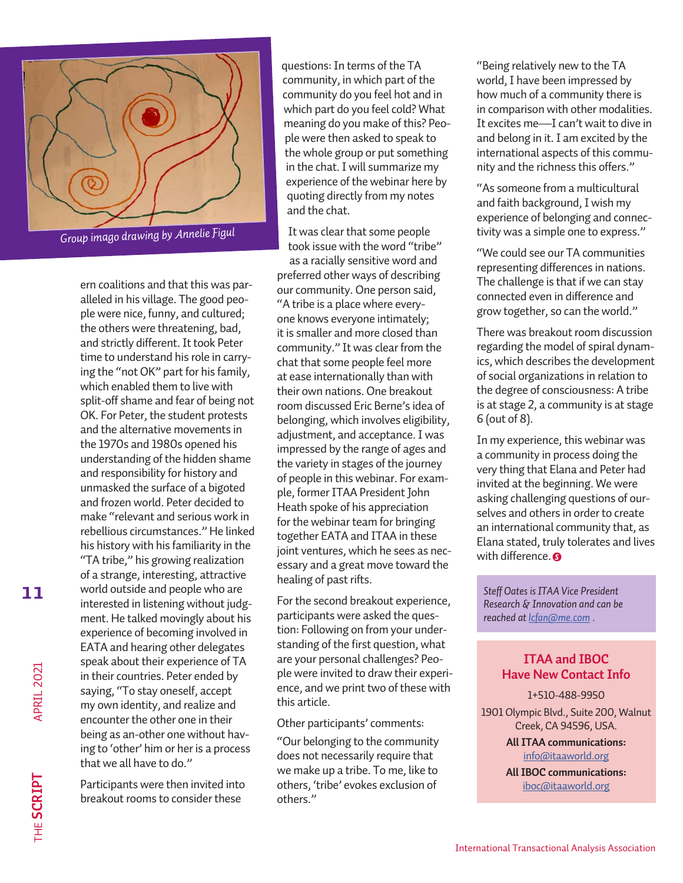Group imago drawing by Annelie Figul

ern coalitions and that this was paralleled in his village. The good people were nice, funny, and cultured; the others were threatening, bad, and strictly different. It took Peter time to understand his role in carrying the "not OK" part for his family, which enabled them to live with split-off shame and fear of being not OK. For Peter, the student protests and the alternative movements in the 1970s and 1980s opened his understanding of the hidden shame and responsibility for history and unmasked the surface of a bigoted and frozen world. Peter decided to make "relevant and serious work in rebellious circumstances." He linked his history with his familiarity in the "TA tribe," his growing realization of a strange, interesting, attractive world outside and people who are interested in listening without judgment. He talked movingly about his experience of becoming involved in EATA and hearing other delegates speak about their experience of TA in their countries. Peter ended by saying, "To stay oneself, accept my own identity, and realize and encounter the other one in their being as an-other one without having to 'other' him or her is a process that we all have to do."

Participants were then invited into breakout rooms to consider these questions: In terms of the TA community, in which part of the community do you feel hot and in which part do you feel cold? What meaning do you make of this? People were then asked to speak to the whole group or put something in the chat. I will summarize my experience of the webinar here by quoting directly from my notes and the chat.

It was clear that some people took issue with the word "tribe" as a racially sensitive word and preferred other ways of describing our community. One person said, "A tribe is a place where everyone knows everyone intimately; it is smaller and more closed than community." It was clear from the chat that some people feel more at ease internationally than with their own nations. One breakout room discussed Eric Berne's idea of belonging, which involves eligibility, adjustment, and acceptance. I was impressed by the range of ages and the variety in stages of the journey of people in this webinar. For example, former ITAA President John Heath spoke of his appreciation for the webinar team for bringing together EATA and ITAA in these joint ventures, which he sees as necessary and a great move toward the healing of past rifts.

For the second breakout experience, participants were asked the question: Following on from your understanding of the first question, what are your personal challenges? People were invited to draw their experience, and we print two of these with this article.

Other participants' comments:

"Our belonging to the community does not necessarily require that we make up a tribe. To me, like to others, 'tribe' evokes exclusion of others."

"Being relatively new to the TA world, I have been impressed by how much of a community there is in comparison with other modalities. It excites me—I can't wait to dive in and belong in it. I am excited by the international aspects of this community and the richness this offers."

"As someone from a multicultural and faith background, I wish my experience of belonging and connectivity was a simple one to express."

"We could see our TA communities representing differences in nations. The challenge is that if we can stay connected even in difference and grow together, so can the world."

There was breakout room discussion regarding the model of spiral dynamics, which describes the development of social organizations in relation to the degree of consciousness: A tribe is at stage 2, a community is at stage 6 (out of 8).

In my experience, this webinar was a community in process doing the very thing that Elana and Peter had invited at the beginning. We were asking challenging questions of ourselves and others in order to create an international community that, as Elana stated, truly tolerates and lives with difference.

*Steff Oates is ITAA Vice President Research & Innovation and can be reached at lcfan@me.com .*

## ITAA and IBOC Have New Contact Info

1+510-488-9950

1901 Olympic Blvd., Suite 200, Walnut Creek, CA 94596, USA.

**All ITAA communications:**
info@itaaworld.org

**All IBOC communications:**
iboc@itaaworld.org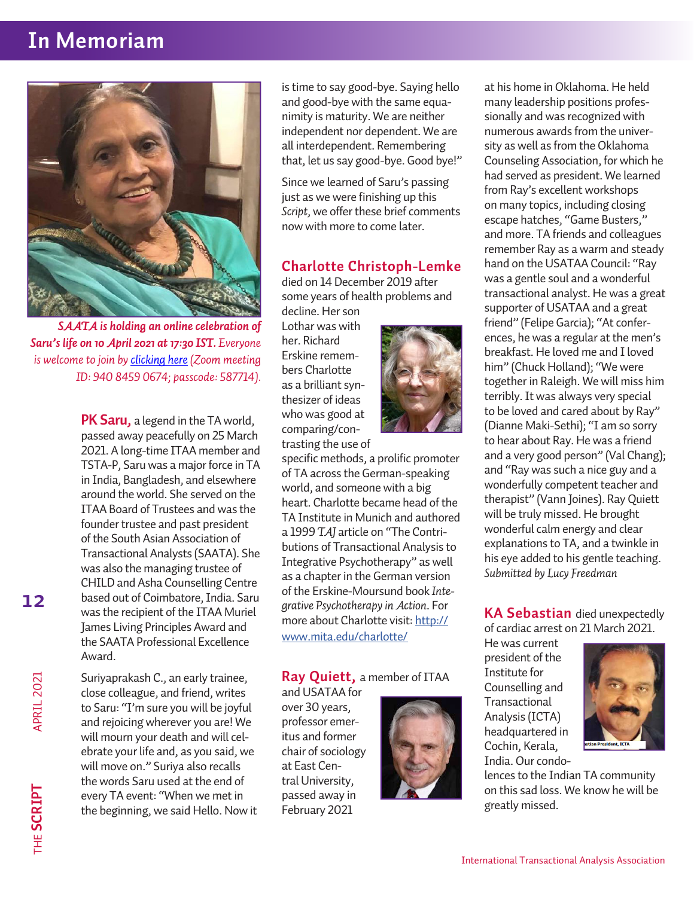# In Memoriam

*SAATA is holding an online celebration of Saru's life on 10 April 2021 at 17:30 IST. Everyone is welcome to join by clicking here (Zoom meeting ID: 940 8459 0674; passcode: 587714).*

**PK Saru,** a legend in the TA world, passed away peacefully on 25 March 2021. A long-time ITAA member and TSTA-P, Saru was a major force in TA in India, Bangladesh, and elsewhere around the world. She served on the ITAA Board of Trustees and was the founder trustee and past president of the South Asian Association of Transactional Analysts (SAATA). She was also the managing trustee of CHILD and Asha Counselling Centre based out of Coimbatore, India. Saru was the recipient of the ITAA Muriel James Living Principles Award and the SAATA Professional Excellence Award.

Suriyaprakash C., an early trainee, close colleague, and friend, writes to Saru: "I'm sure you will be joyful and rejoicing wherever you are! We will mourn your death and will celebrate your life and, as you said, we will move on." Suriya also recalls the words Saru used at the end of every TA event: "When we met in the beginning, we said Hello. Now it is time to say good-bye. Saying hello and good-bye with the same equanimity is maturity. We are neither independent nor dependent. We are all interdependent. Remembering that, let us say good-bye. Good bye!"

Since we learned of Saru's passing just as we were finishing up this *Script*, we offer these brief comments now with more to come later.

## Charlotte Christoph-Lemke

died on 14 December 2019 after some years of health problems and decline. Her son Lothar was with her. Richard Erskine remembers Charlotte as a brilliant synthesizer of ideas who was good at comparing/contrasting the use of specific methods, a prolific promoter of TA across the German-speaking world, and someone with a big heart. Charlotte became head of the TA Institute in Munich and authored a 1999 *TAJ* article on "The Contributions of Transactional Analysis to Integrative Psychotherapy" as well as a chapter in the German version of the Erskine-Moursund book *Integrative Psychotherapy in Action*. For more about Charlotte visit: http://www.mita.edu/charlotte/

**Ray Quiett,** a member of ITAA and USATAA for over 30 years, professor emeritus and former chair of sociology at East Central University, passed away in February 2021 at his home in Oklahoma. He held many leadership positions professionally and was recognized with numerous awards from the university as well as from the Oklahoma Counseling Association, for which he had served as president. We learned from Ray's excellent workshops on many topics, including closing escape hatches, "Game Busters," and more. TA friends and colleagues remember Ray as a warm and steady hand on the USATAA Council: "Ray was a gentle soul and a wonderful transactional analyst. He was a great supporter of USATAA and a great friend" (Felipe Garcia); "At conferences, he was a regular at the men's breakfast. He loved me and I loved him" (Chuck Holland); "We were together in Raleigh. We will miss him terribly. It was always very special to be loved and cared about by Ray" (Dianne Maki-Sethi); "I am so sorry to hear about Ray. He was a friend and a very good person" (Val Chang); and "Ray was such a nice guy and a wonderfully competent teacher and therapist" (Vann Joines). Ray Quiett will be truly missed. He brought wonderful calm energy and clear explanations to TA, and a twinkle in his eye added to his gentle teaching.

*Submitted by Lucy Freedman*

**KA Sebastian** died unexpectedly of cardiac arrest on 21 March 2021. He was current president of the Institute for Counselling and Transactional Analysis (ICTA) headquartered in Cochin, Kerala, India. Our condolences to the Indian TA community on this sad loss. We know he will be greatly missed.